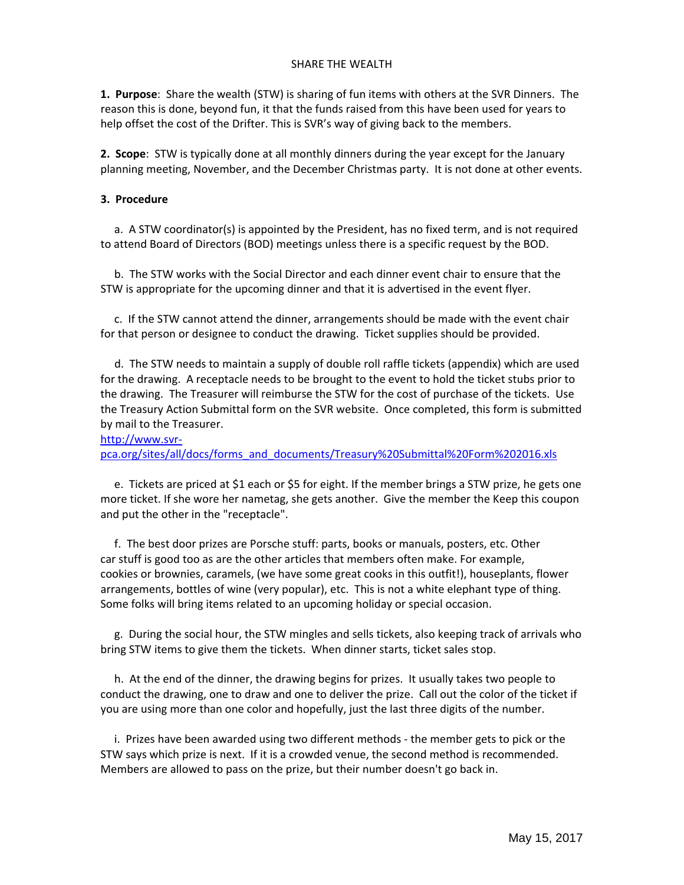# SHARE THE WEALTH

**1. Purpose**: Share the wealth (STW) is sharing of fun items with others at the SVR Dinners. The reason this is done, beyond fun, it that the funds raised from this have been used for years to help offset the cost of the Drifter. This is SVR's way of giving back to the members.

**2. Scope**: STW is typically done at all monthly dinners during the year except for the January planning meeting, November, and the December Christmas party. It is not done at other events.

**3. Procedure**

a. A STW coordinator(s) is appointed by the President, has no fixed term, and is not required to attend Board of Directors (BOD) meetings unless there is a specific request by the BOD.

b. The STW works with the Social Director and each dinner event chair to ensure that the STW is appropriate for the upcoming dinner and that it is advertised in the event flyer.

c. If the STW cannot attend the dinner, arrangements should be made with the event chair for that person or designee to conduct the drawing. Ticket supplies should be provided.

d. The STW needs to maintain a supply of double roll raffle tickets (appendix) which are used for the drawing. A receptacle needs to be brought to the event to hold the ticket stubs prior to the drawing. The Treasurer will reimburse the STW for the cost of purchase of the tickets. Use the Treasury Action Submittal form on the SVR website. Once completed, this form is submitted by mail to the Treasurer.
http://www.svr-pca.org/sites/all/docs/forms_and_documents/Treasury%20Submittal%20Form%202016.xls

e. Tickets are priced at $1 each or $5 for eight. If the member brings a STW prize, he gets one more ticket. If she wore her nametag, she gets another. Give the member the Keep this coupon and put the other in the "receptacle".

f. The best door prizes are Porsche stuff: parts, books or manuals, posters, etc. Other car stuff is good too as are the other articles that members often make. For example, cookies or brownies, caramels, (we have some great cooks in this outfit!), houseplants, flower arrangements, bottles of wine (very popular), etc. This is not a white elephant type of thing. Some folks will bring items related to an upcoming holiday or special occasion.

g. During the social hour, the STW mingles and sells tickets, also keeping track of arrivals who bring STW items to give them the tickets. When dinner starts, ticket sales stop.

h. At the end of the dinner, the drawing begins for prizes. It usually takes two people to conduct the drawing, one to draw and one to deliver the prize. Call out the color of the ticket if you are using more than one color and hopefully, just the last three digits of the number.

i. Prizes have been awarded using two different methods - the member gets to pick or the STW says which prize is next. If it is a crowded venue, the second method is recommended. Members are allowed to pass on the prize, but their number doesn't go back in.

May 15, 2017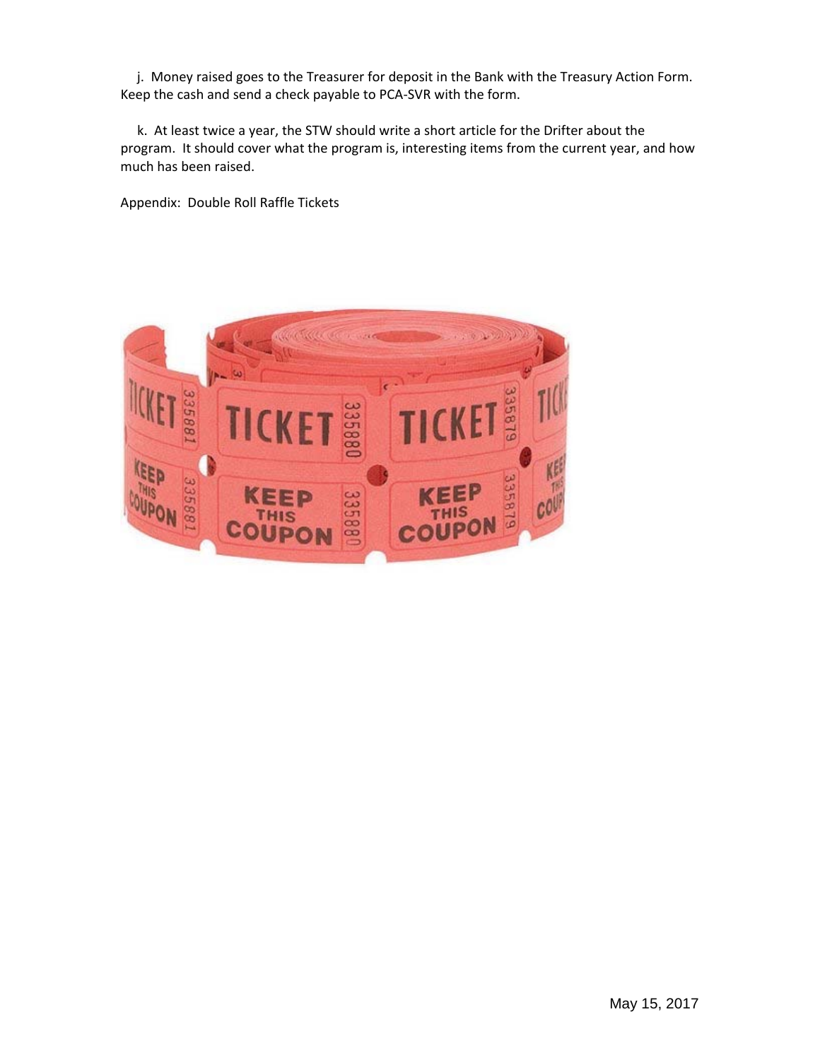j. Money raised goes to the Treasurer for deposit in the Bank with the Treasury Action Form. Keep the cash and send a check payable to PCA-SVR with the form.

k. At least twice a year, the STW should write a short article for the Drifter about the program. It should cover what the program is, interesting items from the current year, and how much has been raised.

Appendix: Double Roll Raffle Tickets

May 15, 2017